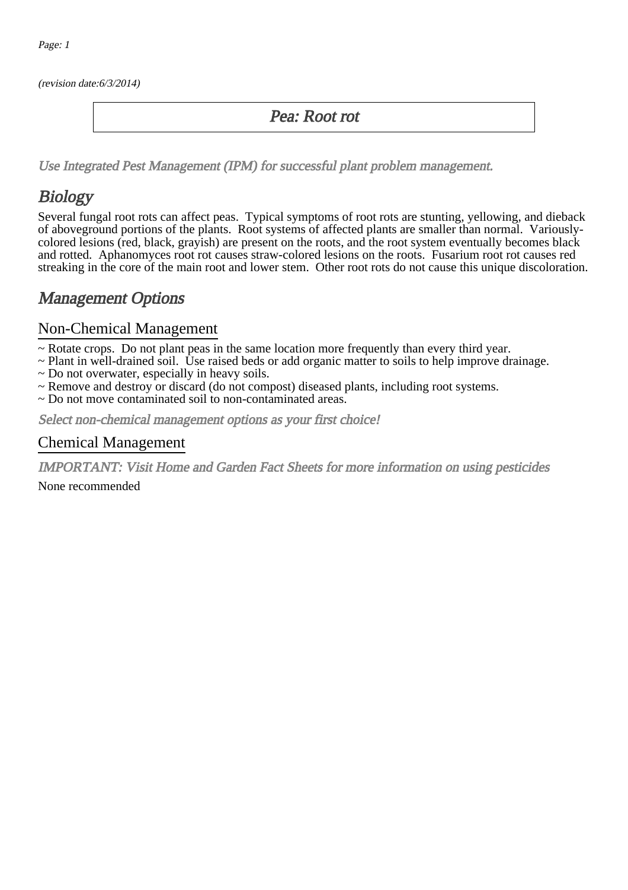(revision date:6/3/2014)

# Pea: Root rot

*Use Integrated Pest Management (IPM) for successful plant problem management.*

## Biology

Several fungal root rots can affect peas. Typical symptoms of root rots are stunting, yellowing, and dieback of aboveground portions of the plants. Root systems of affected plants are smaller than normal. Variously-colored lesions (red, black, grayish) are present on the roots, and the root system eventually becomes black and rotted. Aphanomyces root rot causes straw-colored lesions on the roots. Fusarium root rot causes red streaking in the core of the main root and lower stem. Other root rots do not cause this unique discoloration.

## Management Options

### Non-Chemical Management

~ Rotate crops. Do not plant peas in the same location more frequently than every third year.
~ Plant in well-drained soil. Use raised beds or add organic matter to soils to help improve drainage.
~ Do not overwater, especially in heavy soils.
~ Remove and destroy or discard (do not compost) diseased plants, including root systems.
~ Do not move contaminated soil to non-contaminated areas.

*Select non-chemical management options as your first choice!*

### Chemical Management

*IMPORTANT: Visit Home and Garden Fact Sheets for more information on using pesticides*

None recommended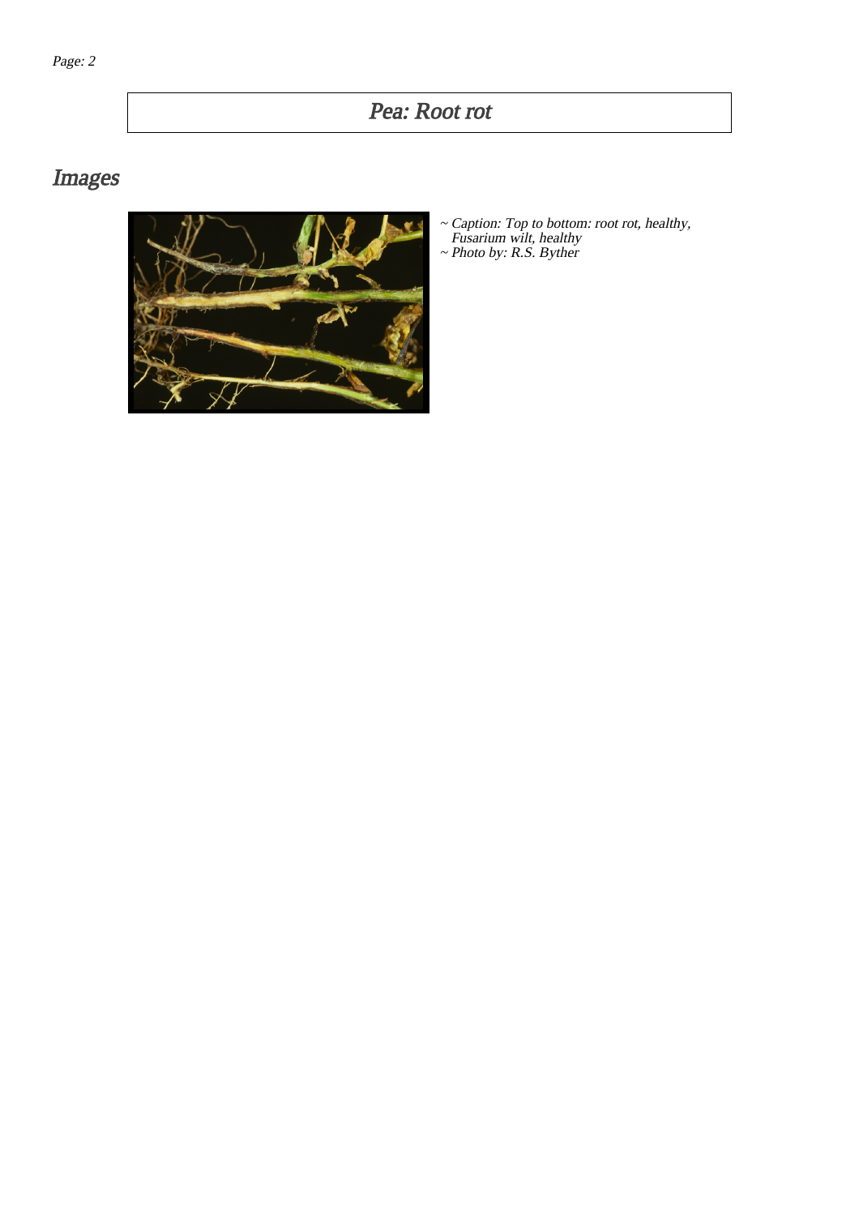# Pea: Root rot

## Images

~ Caption: Top to bottom: root rot, healthy, Fusarium wilt, healthy
~ Photo by: R.S. Byther